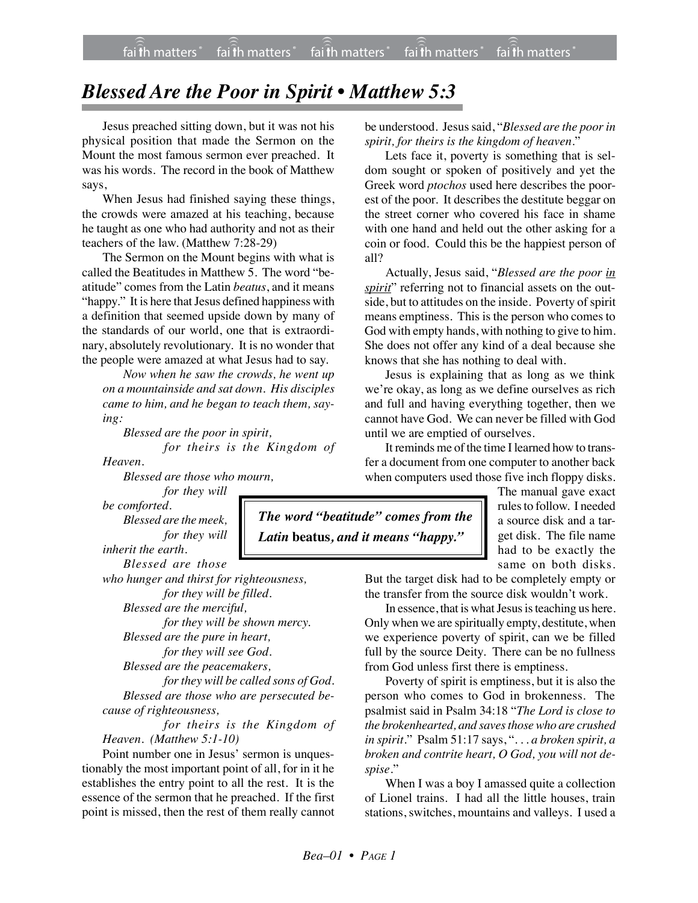# *Blessed Are the Poor in Spirit • Matthew 5:3*

Jesus preached sitting down, but it was not his physical position that made the Sermon on the Mount the most famous sermon ever preached. It was his words. The record in the book of Matthew says,

When Jesus had finished saying these things, the crowds were amazed at his teaching, because he taught as one who had authority and not as their teachers of the law. (Matthew 7:28-29)

The Sermon on the Mount begins with what is called the Beatitudes in Matthew 5. The word "beatitude" comes from the Latin *beatus*, and it means "happy." It is here that Jesus defined happiness with a definition that seemed upside down by many of the standards of our world, one that is extraordinary, absolutely revolutionary. It is no wonder that the people were amazed at what Jesus had to say.

> *Now when he saw the crowds, he went up on a mountainside and sat down. His disciples came to him, and he began to teach them, saying:*
>
> *Blessed are the poor in spirit,*
> *for theirs is the Kingdom of Heaven.*
>
> *Blessed are those who mourn,*
> *for they will be comforted.*
>
> *Blessed are the meek,*
> *for they will inherit the earth.*
>
> *Blessed are those who hunger and thirst for righteousness,*
> *for they will be filled.*
>
> *Blessed are the merciful,*
> *for they will be shown mercy.*
>
> *Blessed are the pure in heart,*
> *for they will see God.*
>
> *Blessed are the peacemakers,*
> *for they will be called sons of God.*
>
> *Blessed are those who are persecuted because of righteousness,*
> *for theirs is the Kingdom of Heaven. (Matthew 5:1-10)*

Point number one in Jesus' sermon is unquestionably the most important point of all, for in it he establishes the entry point to all the rest. It is the essence of the sermon that he preached. If the first point is missed, then the rest of them really cannot be understood. Jesus said, "*Blessed are the poor in spirit, for theirs is the kingdom of heaven.*"

Lets face it, poverty is something that is seldom sought or spoken of positively and yet the Greek word *ptochos* used here describes the poorest of the poor. It describes the destitute beggar on the street corner who covered his face in shame with one hand and held out the other asking for a coin or food. Could this be the happiest person of all?

Actually, Jesus said, "*Blessed are the poor <u>in spirit</u>*" referring not to financial assets on the outside, but to attitudes on the inside. Poverty of spirit means emptiness. This is the person who comes to God with empty hands, with nothing to give to him. She does not offer any kind of a deal because she knows that she has nothing to deal with.

Jesus is explaining that as long as we think we're okay, as long as we define ourselves as rich and full and having everything together, then we cannot have God. We can never be filled with God until we are emptied of ourselves.

It reminds me of the time I learned how to transfer a document from one computer to another back when computers used those five inch floppy disks. The manual gave exact rules to follow. I needed a source disk and a target disk. The file name had to be exactly the same on both disks. But the target disk had to be completely empty or the transfer from the source disk wouldn't work.

> ***The word "beatitude" comes from the Latin* beatus*, and it means "happy."***

In essence, that is what Jesus is teaching us here. Only when we are spiritually empty, destitute, when we experience poverty of spirit, can we be filled full by the source Deity. There can be no fullness from God unless first there is emptiness.

Poverty of spirit is emptiness, but it is also the person who comes to God in brokenness. The psalmist said in Psalm 34:18 "*The Lord is close to the brokenhearted, and saves those who are crushed in spirit.*" Psalm 51:17 says, "*. . . a broken spirit, a broken and contrite heart, O God, you will not despise.*"

When I was a boy I amassed quite a collection of Lionel trains. I had all the little houses, train stations, switches, mountains and valleys. I used a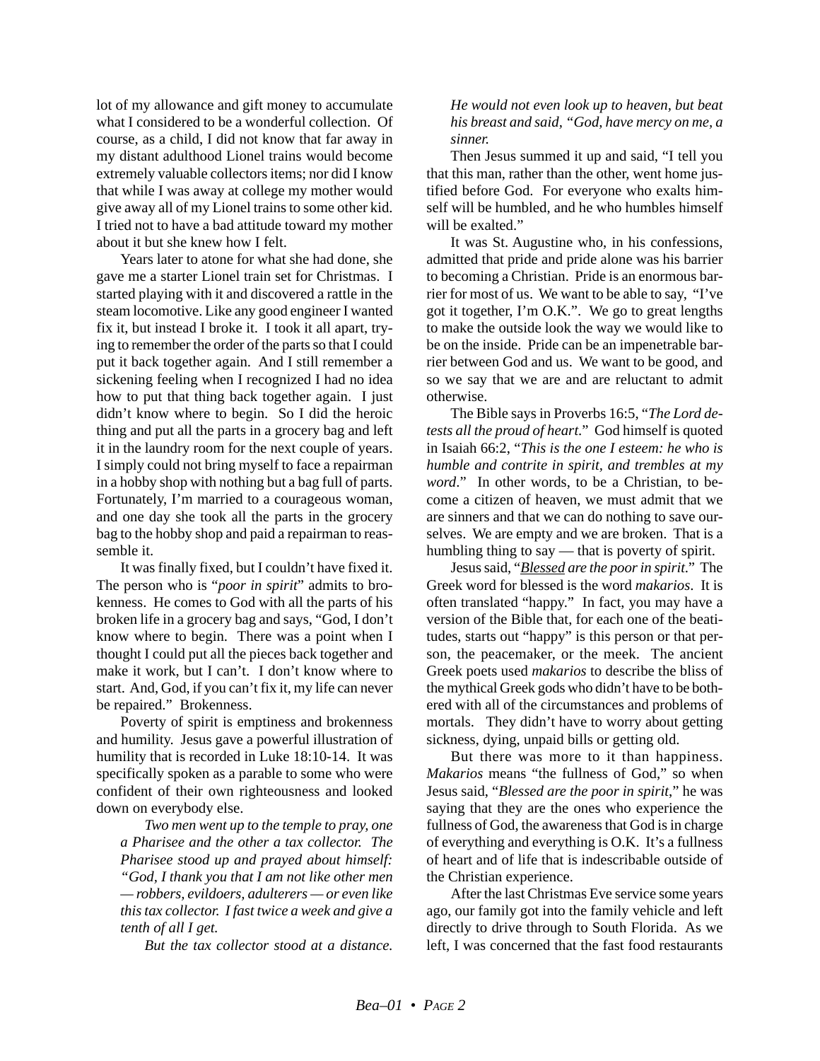lot of my allowance and gift money to accumulate what I considered to be a wonderful collection. Of course, as a child, I did not know that far away in my distant adulthood Lionel trains would become extremely valuable collectors items; nor did I know that while I was away at college my mother would give away all of my Lionel trains to some other kid. I tried not to have a bad attitude toward my mother about it but she knew how I felt.

Years later to atone for what she had done, she gave me a starter Lionel train set for Christmas. I started playing with it and discovered a rattle in the steam locomotive. Like any good engineer I wanted fix it, but instead I broke it. I took it all apart, trying to remember the order of the parts so that I could put it back together again. And I still remember a sickening feeling when I recognized I had no idea how to put that thing back together again. I just didn't know where to begin. So I did the heroic thing and put all the parts in a grocery bag and left it in the laundry room for the next couple of years. I simply could not bring myself to face a repairman in a hobby shop with nothing but a bag full of parts. Fortunately, I'm married to a courageous woman, and one day she took all the parts in the grocery bag to the hobby shop and paid a repairman to reassemble it.

It was finally fixed, but I couldn't have fixed it. The person who is "*poor in spirit*" admits to brokenness. He comes to God with all the parts of his broken life in a grocery bag and says, "God, I don't know where to begin. There was a point when I thought I could put all the pieces back together and make it work, but I can't. I don't know where to start. And, God, if you can't fix it, my life can never be repaired." Brokenness.

Poverty of spirit is emptiness and brokenness and humility. Jesus gave a powerful illustration of humility that is recorded in Luke 18:10-14. It was specifically spoken as a parable to some who were confident of their own righteousness and looked down on everybody else.

> *Two men went up to the temple to pray, one a Pharisee and the other a tax collector. The Pharisee stood up and prayed about himself: "God, I thank you that I am not like other men — robbers, evildoers, adulterers — or even like this tax collector. I fast twice a week and give a tenth of all I get.*
>
> *But the tax collector stood at a distance. He would not even look up to heaven, but beat his breast and said, "God, have mercy on me, a sinner.*

Then Jesus summed it up and said, "I tell you that this man, rather than the other, went home justified before God. For everyone who exalts himself will be humbled, and he who humbles himself will be exalted."

It was St. Augustine who, in his confessions, admitted that pride and pride alone was his barrier to becoming a Christian. Pride is an enormous barrier for most of us. We want to be able to say, "I've got it together, I'm O.K.". We go to great lengths to make the outside look the way we would like to be on the inside. Pride can be an impenetrable barrier between God and us. We want to be good, and so we say that we are and are reluctant to admit otherwise.

The Bible says in Proverbs 16:5, "*The Lord detests all the proud of heart*." God himself is quoted in Isaiah 66:2, "*This is the one I esteem: he who is humble and contrite in spirit, and trembles at my word*." In other words, to be a Christian, to become a citizen of heaven, we must admit that we are sinners and that we can do nothing to save ourselves. We are empty and we are broken. That is a humbling thing to say — that is poverty of spirit.

Jesus said, "*<u>Blessed</u> are the poor in spirit*." The Greek word for blessed is the word *makarios*. It is often translated "happy." In fact, you may have a version of the Bible that, for each one of the beatitudes, starts out "happy" is this person or that person, the peacemaker, or the meek. The ancient Greek poets used *makarios* to describe the bliss of the mythical Greek gods who didn't have to be bothered with all of the circumstances and problems of mortals. They didn't have to worry about getting sickness, dying, unpaid bills or getting old.

But there was more to it than happiness. *Makarios* means "the fullness of God," so when Jesus said, "*Blessed are the poor in spirit*," he was saying that they are the ones who experience the fullness of God, the awareness that God is in charge of everything and everything is O.K. It's a fullness of heart and of life that is indescribable outside of the Christian experience.

After the last Christmas Eve service some years ago, our family got into the family vehicle and left directly to drive through to South Florida. As we left, I was concerned that the fast food restaurants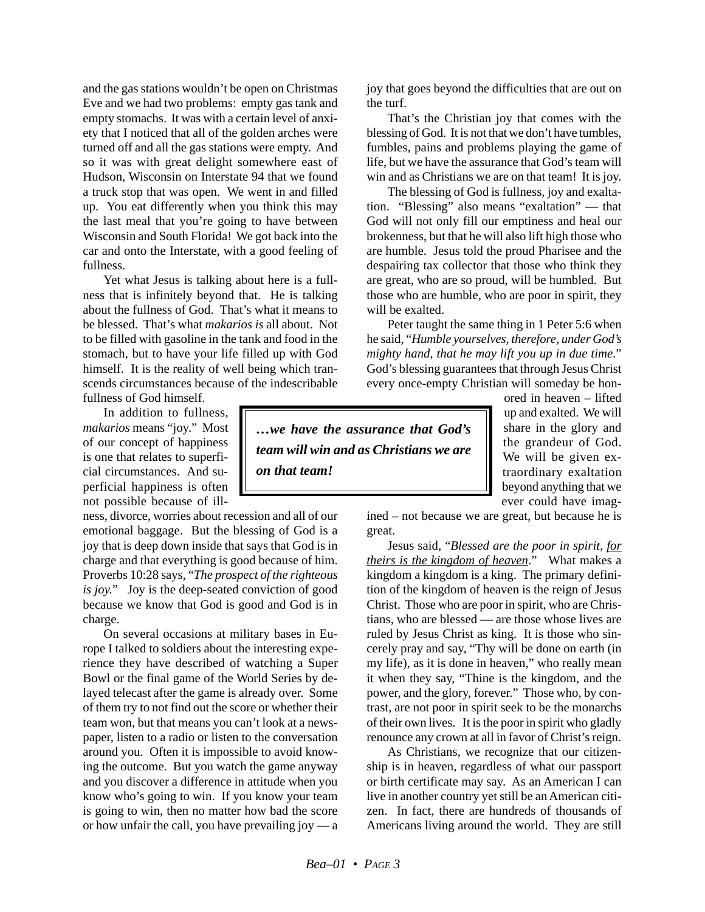and the gas stations wouldn't be open on Christmas Eve and we had two problems: empty gas tank and empty stomachs. It was with a certain level of anxiety that I noticed that all of the golden arches were turned off and all the gas stations were empty. And so it was with great delight somewhere east of Hudson, Wisconsin on Interstate 94 that we found a truck stop that was open. We went in and filled up. You eat differently when you think this may the last meal that you're going to have between Wisconsin and South Florida! We got back into the car and onto the Interstate, with a good feeling of fullness.

Yet what Jesus is talking about here is a fullness that is infinitely beyond that. He is talking about the fullness of God. That's what it means to be blessed. That's what *makarios is* all about. Not to be filled with gasoline in the tank and food in the stomach, but to have your life filled up with God himself. It is the reality of well being which transcends circumstances because of the indescribable fullness of God himself.

In addition to fullness, *makarios* means "joy." Most of our concept of happiness is one that relates to superficial circumstances. And superficial happiness is often not possible because of illness, divorce, worries about recession and all of our emotional baggage. But the blessing of God is a joy that is deep down inside that says that God is in charge and that everything is good because of him. Proverbs 10:28 says, "*The prospect of the righteous is joy.*" Joy is the deep-seated conviction of good because we know that God is good and God is in charge.

On several occasions at military bases in Europe I talked to soldiers about the interesting experience they have described of watching a Super Bowl or the final game of the World Series by delayed telecast after the game is already over. Some of them try to not find out the score or whether their team won, but that means you can't look at a newspaper, listen to a radio or listen to the conversation around you. Often it is impossible to avoid knowing the outcome. But you watch the game anyway and you discover a difference in attitude when you know who's going to win. If you know your team is going to win, then no matter how bad the score or how unfair the call, you have prevailing joy — a joy that goes beyond the difficulties that are out on the turf.

That's the Christian joy that comes with the blessing of God. It is not that we don't have tumbles, fumbles, pains and problems playing the game of life, but we have the assurance that God's team will win and as Christians we are on that team! It is joy.

The blessing of God is fullness, joy and exaltation. "Blessing" also means "exaltation" — that God will not only fill our emptiness and heal our brokenness, but that he will also lift high those who are humble. Jesus told the proud Pharisee and the despairing tax collector that those who think they are great, who are so proud, will be humbled. But those who are humble, who are poor in spirit, they will be exalted.

Peter taught the same thing in 1 Peter 5:6 when he said, "*Humble yourselves, therefore, under God's mighty hand, that he may lift you up in due time.*" God's blessing guarantees that through Jesus Christ every once-empty Christian will someday be honored in heaven – lifted up and exalted. We will share in the glory and the grandeur of God. We will be given extraordinary exaltation beyond anything that we ever could have imagined – not because we are great, but because he is great.

> ***…we have the assurance that God's team will win and as Christians we are on that team!***

Jesus said, "*Blessed are the poor in spirit, for theirs is the kingdom of heaven*." What makes a kingdom a kingdom is a king. The primary definition of the kingdom of heaven is the reign of Jesus Christ. Those who are poor in spirit, who are Christians, who are blessed — are those whose lives are ruled by Jesus Christ as king. It is those who sincerely pray and say, "Thy will be done on earth (in my life), as it is done in heaven," who really mean it when they say, "Thine is the kingdom, and the power, and the glory, forever." Those who, by contrast, are not poor in spirit seek to be the monarchs of their own lives. It is the poor in spirit who gladly renounce any crown at all in favor of Christ's reign.

As Christians, we recognize that our citizenship is in heaven, regardless of what our passport or birth certificate may say. As an American I can live in another country yet still be an American citizen. In fact, there are hundreds of thousands of Americans living around the world. They are still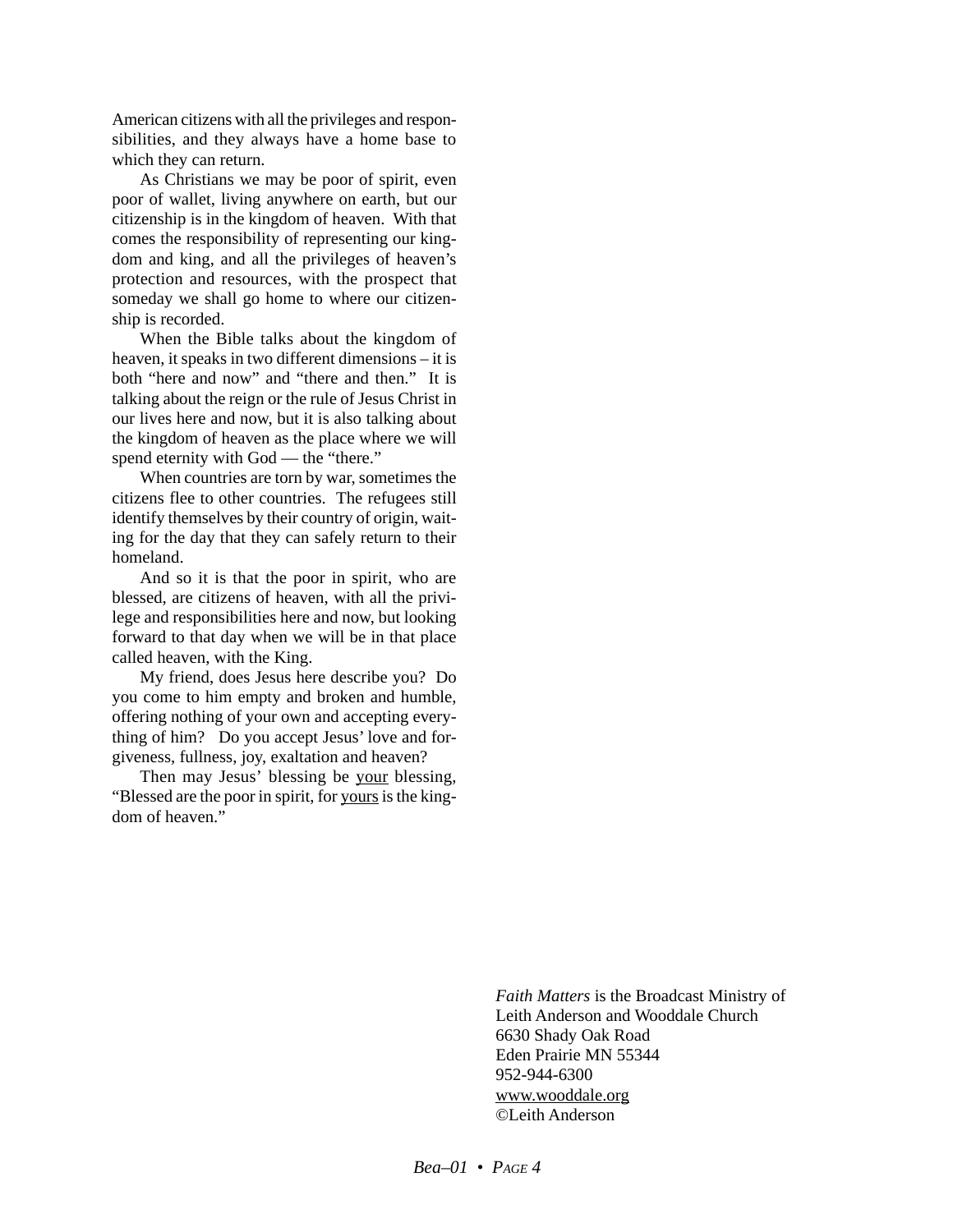American citizens with all the privileges and responsibilities, and they always have a home base to which they can return.

As Christians we may be poor of spirit, even poor of wallet, living anywhere on earth, but our citizenship is in the kingdom of heaven. With that comes the responsibility of representing our kingdom and king, and all the privileges of heaven's protection and resources, with the prospect that someday we shall go home to where our citizenship is recorded.

When the Bible talks about the kingdom of heaven, it speaks in two different dimensions – it is both "here and now" and "there and then." It is talking about the reign or the rule of Jesus Christ in our lives here and now, but it is also talking about the kingdom of heaven as the place where we will spend eternity with God — the "there."

When countries are torn by war, sometimes the citizens flee to other countries. The refugees still identify themselves by their country of origin, waiting for the day that they can safely return to their homeland.

And so it is that the poor in spirit, who are blessed, are citizens of heaven, with all the privilege and responsibilities here and now, but looking forward to that day when we will be in that place called heaven, with the King.

My friend, does Jesus here describe you? Do you come to him empty and broken and humble, offering nothing of your own and accepting everything of him? Do you accept Jesus' love and forgiveness, fullness, joy, exaltation and heaven?

Then may Jesus' blessing be <u>your</u> blessing, "Blessed are the poor in spirit, for <u>yours</u> is the kingdom of heaven."

*Faith Matters* is the Broadcast Ministry of
Leith Anderson and Wooddale Church
6630 Shady Oak Road
Eden Prairie MN 55344
952-944-6300
www.wooddale.org
©Leith Anderson